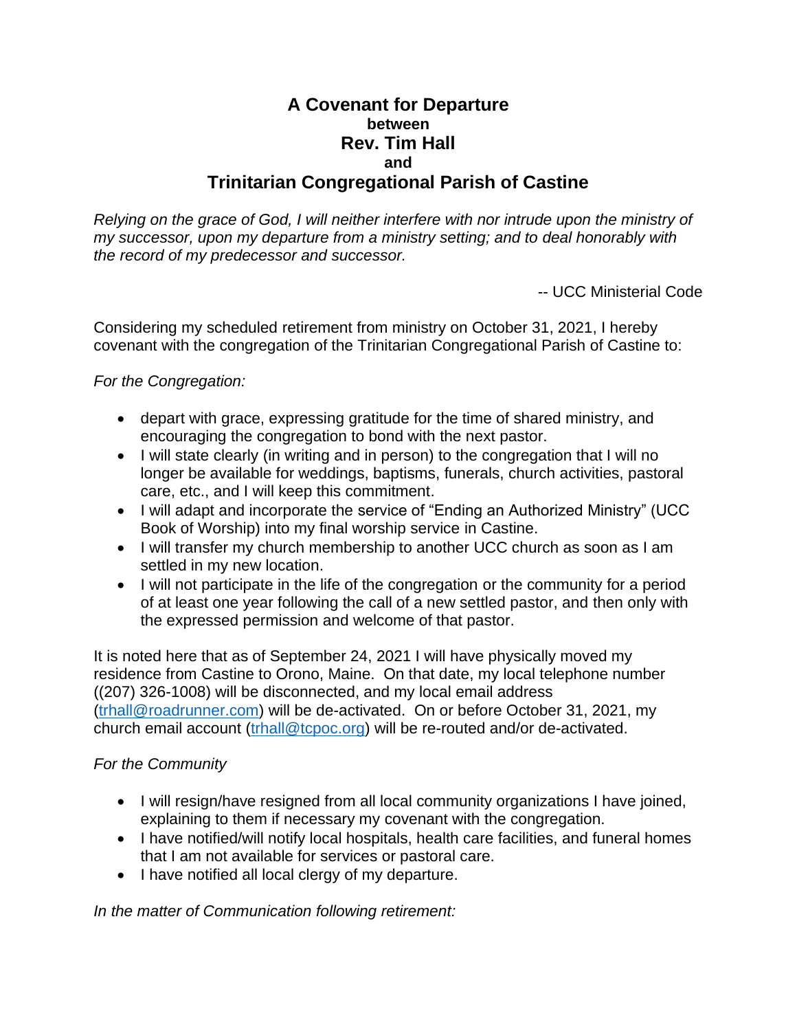# A Covenant for Departure

**between**

## Rev. Tim Hall

**and**

## Trinitarian Congregational Parish of Castine

*Relying on the grace of God, I will neither interfere with nor intrude upon the ministry of my successor, upon my departure from a ministry setting; and to deal honorably with the record of my predecessor and successor.*

-- UCC Ministerial Code

Considering my scheduled retirement from ministry on October 31, 2021, I hereby covenant with the congregation of the Trinitarian Congregational Parish of Castine to:

*For the Congregation:*

- depart with grace, expressing gratitude for the time of shared ministry, and encouraging the congregation to bond with the next pastor.
- I will state clearly (in writing and in person) to the congregation that I will no longer be available for weddings, baptisms, funerals, church activities, pastoral care, etc., and I will keep this commitment.
- I will adapt and incorporate the service of "Ending an Authorized Ministry" (UCC Book of Worship) into my final worship service in Castine.
- I will transfer my church membership to another UCC church as soon as I am settled in my new location.
- I will not participate in the life of the congregation or the community for a period of at least one year following the call of a new settled pastor, and then only with the expressed permission and welcome of that pastor.

It is noted here that as of September 24, 2021 I will have physically moved my residence from Castine to Orono, Maine. On that date, my local telephone number ((207) 326-1008) will be disconnected, and my local email address (trhall@roadrunner.com) will be de-activated. On or before October 31, 2021, my church email account (trhall@tcpoc.org) will be re-routed and/or de-activated.

*For the Community*

- I will resign/have resigned from all local community organizations I have joined, explaining to them if necessary my covenant with the congregation.
- I have notified/will notify local hospitals, health care facilities, and funeral homes that I am not available for services or pastoral care.
- I have notified all local clergy of my departure.

*In the matter of Communication following retirement:*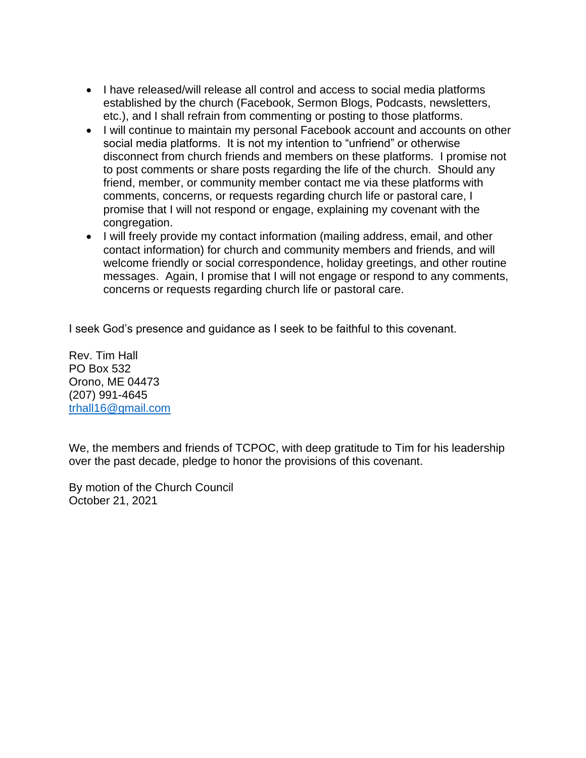- I have released/will release all control and access to social media platforms established by the church (Facebook, Sermon Blogs, Podcasts, newsletters, etc.), and I shall refrain from commenting or posting to those platforms.
- I will continue to maintain my personal Facebook account and accounts on other social media platforms. It is not my intention to "unfriend" or otherwise disconnect from church friends and members on these platforms. I promise not to post comments or share posts regarding the life of the church. Should any friend, member, or community member contact me via these platforms with comments, concerns, or requests regarding church life or pastoral care, I promise that I will not respond or engage, explaining my covenant with the congregation.
- I will freely provide my contact information (mailing address, email, and other contact information) for church and community members and friends, and will welcome friendly or social correspondence, holiday greetings, and other routine messages. Again, I promise that I will not engage or respond to any comments, concerns or requests regarding church life or pastoral care.

I seek God's presence and guidance as I seek to be faithful to this covenant.

Rev. Tim Hall
PO Box 532
Orono, ME 04473
(207) 991-4645
trhall16@gmail.com

We, the members and friends of TCPOC, with deep gratitude to Tim for his leadership over the past decade, pledge to honor the provisions of this covenant.

By motion of the Church Council
October 21, 2021